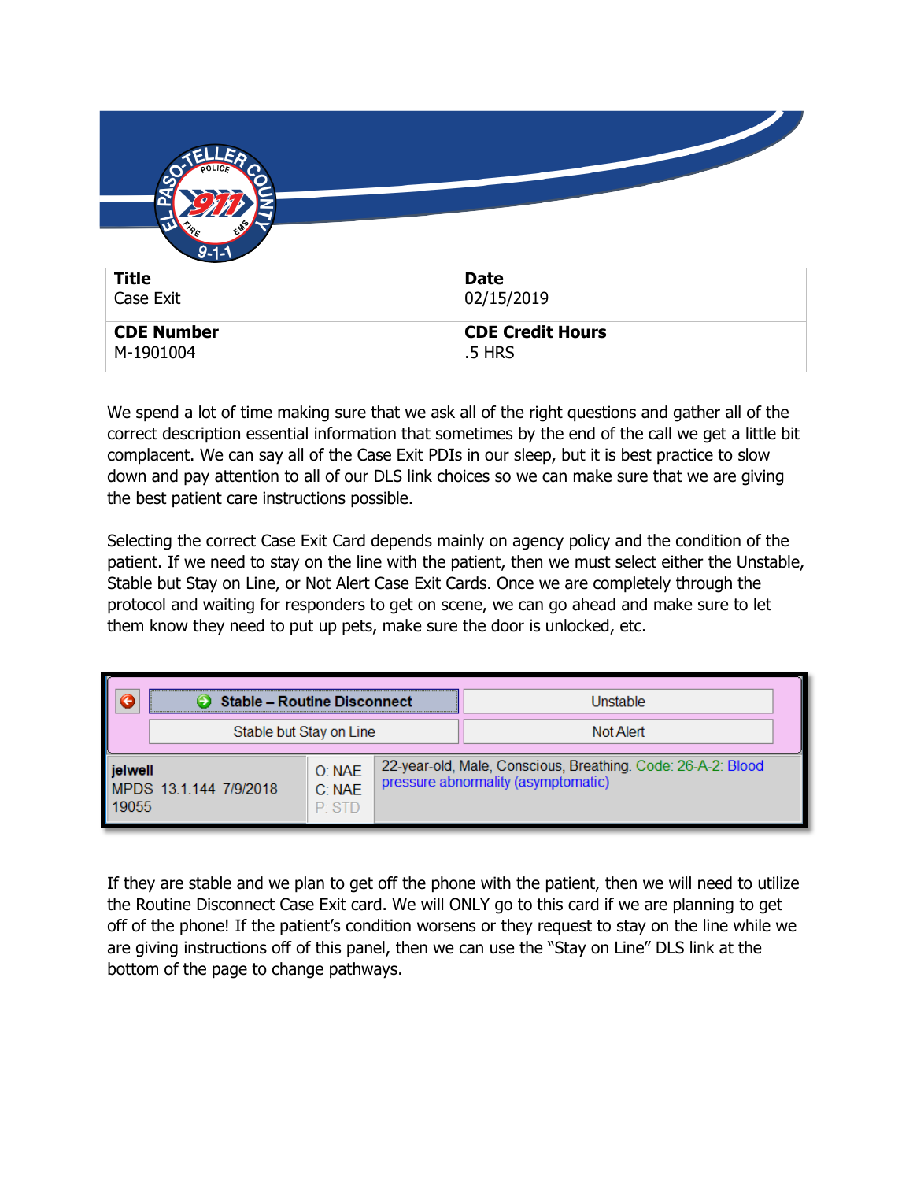| **Title**<br>Case Exit | **Date**<br>02/15/2019 |
| --- | --- |
| **CDE Number**<br>M-1901004 | **CDE Credit Hours**<br>.5 HRS |

We spend a lot of time making sure that we ask all of the right questions and gather all of the correct description essential information that sometimes by the end of the call we get a little bit complacent. We can say all of the Case Exit PDIs in our sleep, but it is best practice to slow down and pay attention to all of our DLS link choices so we can make sure that we are giving the best patient care instructions possible.

Selecting the correct Case Exit Card depends mainly on agency policy and the condition of the patient. If we need to stay on the line with the patient, then we must select either the Unstable, Stable but Stay on Line, or Not Alert Case Exit Cards. Once we are completely through the protocol and waiting for responders to get on scene, we can go ahead and make sure to let them know they need to put up pets, make sure the door is unlocked, etc.

| Stable – Routine Disconnect | Unstable |
| --- | --- |
| Stable but Stay on Line | Not Alert |

| jelwell<br>MPDS 13.1.144 7/9/2018<br>19055 | O: NAE<br>C: NAE<br>P: STD | 22-year-old, Male, Conscious, Breathing. Code: 26-A-2: Blood pressure abnormality (asymptomatic) |
| --- | --- | --- |

If they are stable and we plan to get off the phone with the patient, then we will need to utilize the Routine Disconnect Case Exit card. We will ONLY go to this card if we are planning to get off of the phone! If the patient's condition worsens or they request to stay on the line while we are giving instructions off of this panel, then we can use the "Stay on Line" DLS link at the bottom of the page to change pathways.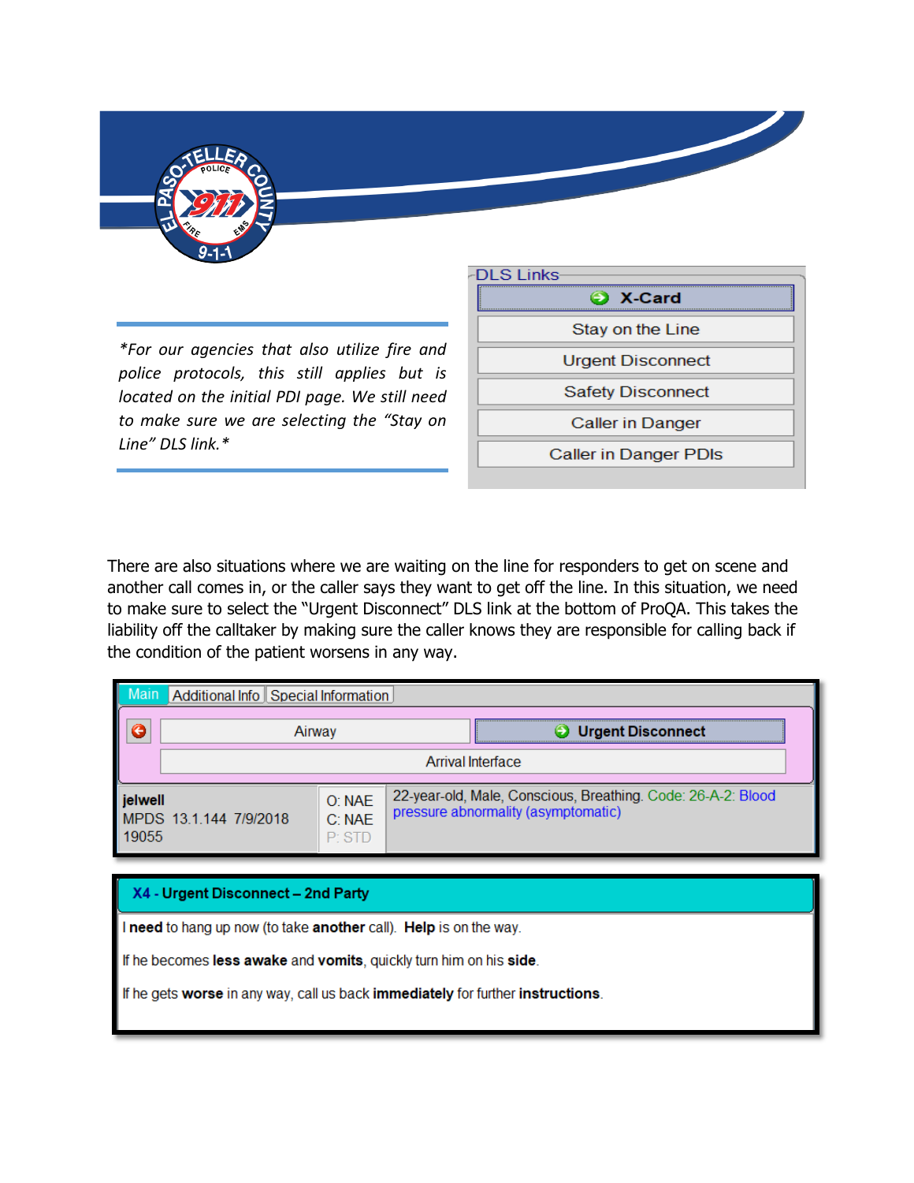*For our agencies that also utilize fire and police protocols, this still applies but is located on the initial PDI page. We still need to make sure we are selecting the "Stay on Line" DLS link.*

DLS Links

- X-Card
- Stay on the Line
- Urgent Disconnect
- Safety Disconnect
- Caller in Danger
- Caller in Danger PDIs

There are also situations where we are waiting on the line for responders to get on scene and another call comes in, or the caller says they want to get off the line. In this situation, we need to make sure to select the "Urgent Disconnect" DLS link at the bottom of ProQA. This takes the liability off the calltaker by making sure the caller knows they are responsible for calling back if the condition of the patient worsens in any way.

Main | Additional Info | Special Information

Airway | Urgent Disconnect

Arrival Interface

jelwell
MPDS 13.1.144 7/9/2018
19055

O: NAE
C: NAE
P: STD

22-year-old, Male, Conscious, Breathing. Code: 26-A-2: Blood pressure abnormality (asymptomatic)

**X4 - Urgent Disconnect – 2nd Party**

I **need** to hang up now (to take **another** call). **Help** is on the way.

If he becomes **less awake** and **vomits**, quickly turn him on his **side**.

If he gets **worse** in any way, call us back **immediately** for further **instructions**.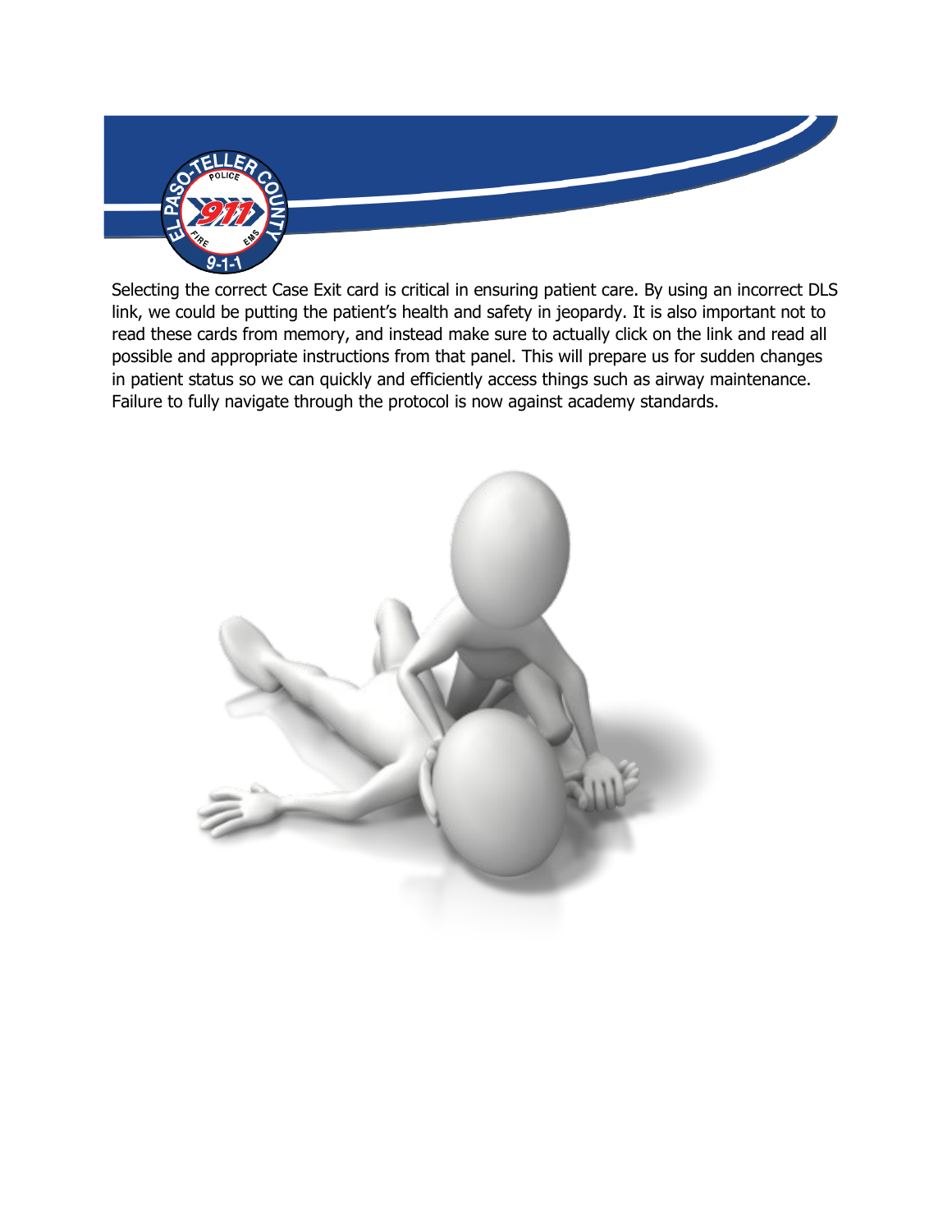Selecting the correct Case Exit card is critical in ensuring patient care. By using an incorrect DLS link, we could be putting the patient's health and safety in jeopardy. It is also important not to read these cards from memory, and instead make sure to actually click on the link and read all possible and appropriate instructions from that panel. This will prepare us for sudden changes in patient status so we can quickly and efficiently access things such as airway maintenance. Failure to fully navigate through the protocol is now against academy standards.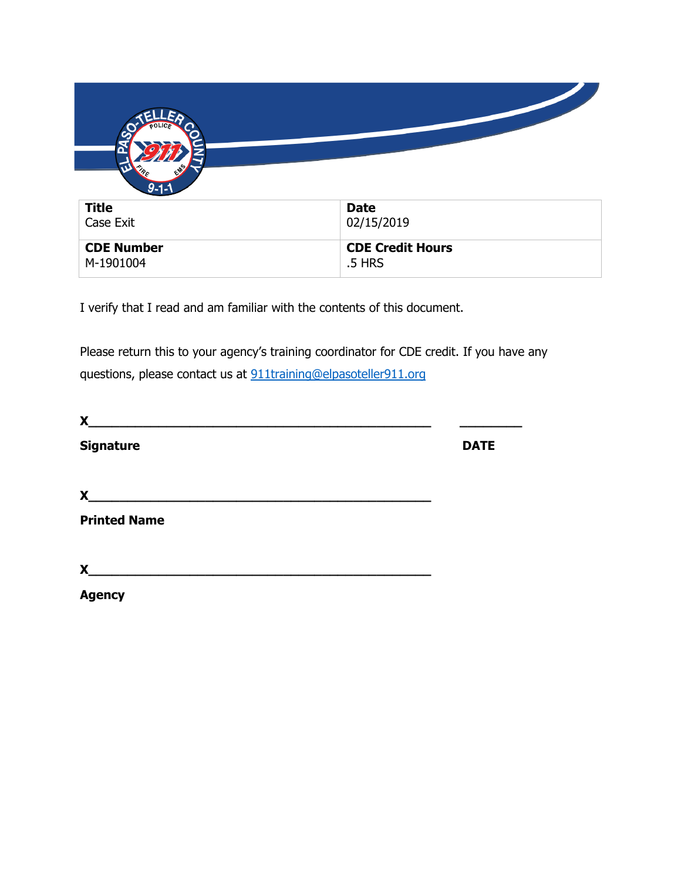| | |
|---|---|
| **Title**<br>Case Exit | **Date**<br>02/15/2019 |
| **CDE Number**<br>M-1901004 | **CDE Credit Hours**<br>.5 HRS |

I verify that I read and am familiar with the contents of this document.

Please return this to your agency's training coordinator for CDE credit. If you have any questions, please contact us at 911training@elpasoteller911.org

**X**_______________________________________________ _________

**Signature** **DATE**

**X**_______________________________________________

**Printed Name**

**X**_______________________________________________

**Agency**